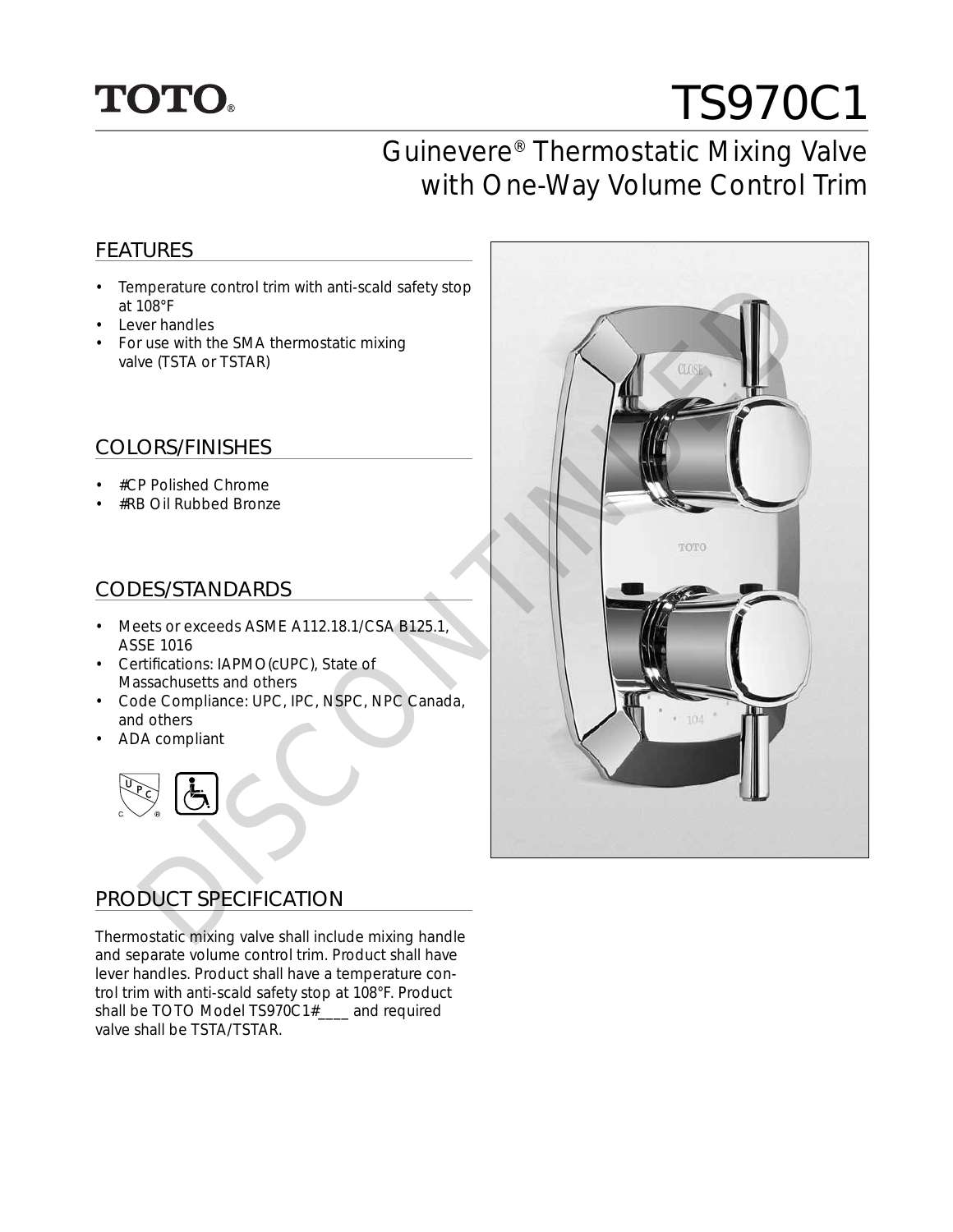TOTO®

# TS970C1

## Guinevere® Thermostatic Mixing Valve with One-Way Volume Control Trim

DISCONTINUED

### FEATURES

- Temperature control trim with anti-scald safety stop at 108°F
- Lever handles
- For use with the SMA thermostatic mixing valve (TSTA or TSTAR)

### COLORS/FINISHES

- #CP Polished Chrome
- #RB Oil Rubbed Bronze

### CODES/STANDARDS

- Meets or exceeds ASME A112.18.1/CSA B125.1, ASSE 1016
- Certifications: IAPMO(cUPC), State of Massachusetts and others
- Code Compliance: UPC, IPC, NSPC, NPC Canada, and others
- ADA compliant

### PRODUCT SPECIFICATION

Thermostatic mixing valve shall include mixing handle and separate volume control trim. Product shall have lever handles. Product shall have a temperature control trim with anti-scald safety stop at 108°F. Product shall be TOTO Model TS970C1#____ and required valve shall be TSTA/TSTAR.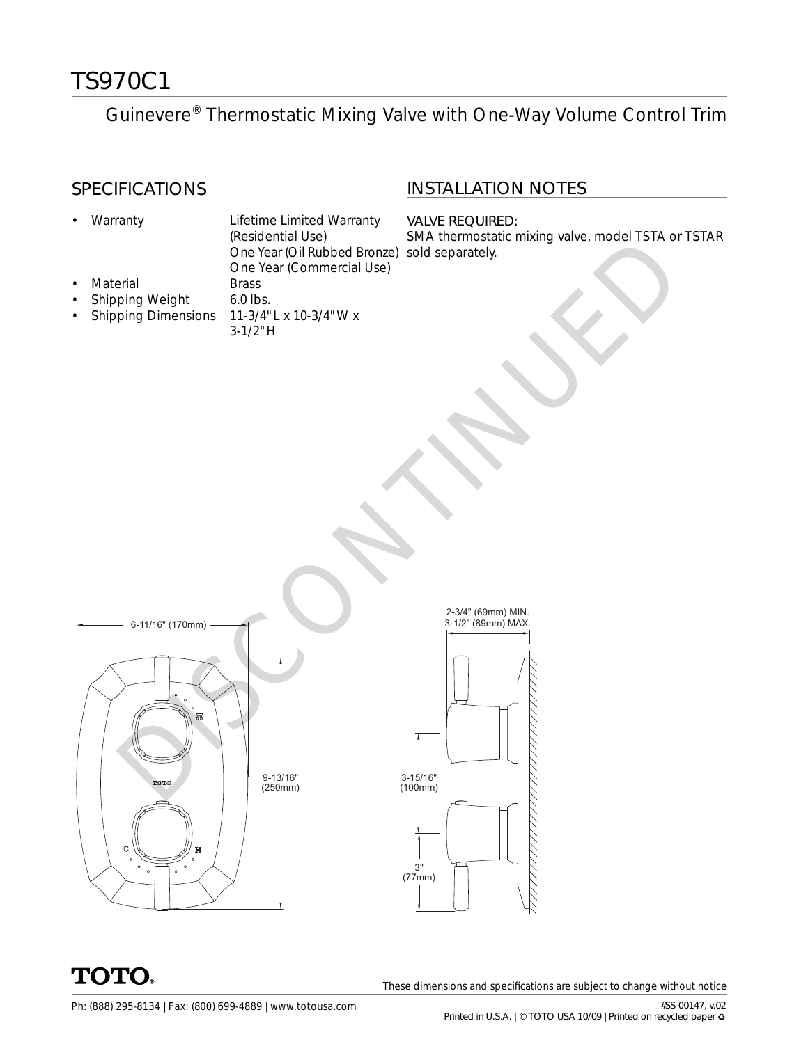# TS970C1

## Guinevere® Thermostatic Mixing Valve with One-Way Volume Control Trim

DISCONTINUED

## SPECIFICATIONS

- Warranty — Lifetime Limited Warranty (Residential Use)
  One Year (Oil Rubbed Bronze)
  One Year (Commercial Use)
- Material — Brass
- Shipping Weight — 6.0 lbs.
- Shipping Dimensions — 11-3/4" L x 10-3/4" W x 3-1/2" H

## INSTALLATION NOTES

VALVE REQUIRED:
SMA thermostatic mixing valve, model TSTA or TSTAR sold separately.

6-11/16" (170mm)

9-13/16" (250mm)

TOTO

C

H

2-3/4" (69mm) MIN.
3-1/2" (89mm) MAX.

3-15/16" (100mm)

3" (77mm)

TOTO®

These dimensions and specifications are subject to change without notice

Ph: (888) 295-8134 | Fax: (800) 699-4889 | www.totousa.com

#SS-00147, v.02
Printed in U.S.A. | © TOTO USA 10/09 | Printed on recycled paper ♻